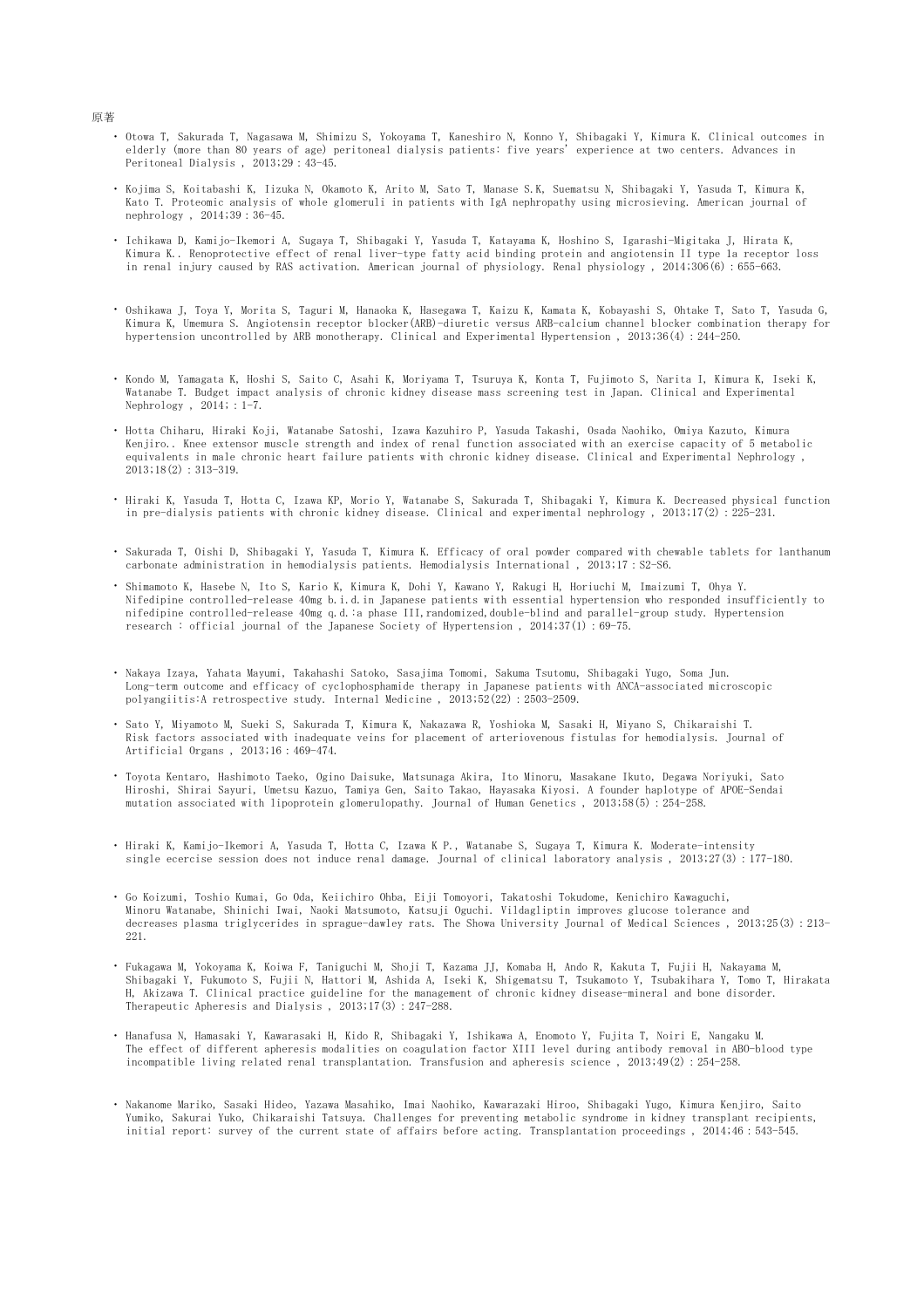原著

- Otowa T, Sakurada T, Nagasawa M, Shimizu S, Yokoyama T, Kaneshiro N, Konno Y, Shibagaki Y, Kimura K. Clinical outcomes in elderly (more than 80 years of age) peritoneal dialysis patients: five years' experience at two centers. Advances in Peritoneal Dialysis , 2013;29：43-45.

- Kojima S, Koitabashi K, Iizuka N, Okamoto K, Arito M, Sato T, Manase S.K, Suematsu N, Shibagaki Y, Yasuda T, Kimura K, Kato T. Proteomic analysis of whole glomeruli in patients with IgA nephropathy using microsieving. American journal of nephrology , 2014;39：36-45.

- Ichikawa D, Kamijo-Ikemori A, Sugaya T, Shibagaki Y, Yasuda T, Katayama K, Hoshino S, Igarashi-Migitaka J, Hirata K, Kimura K.. Renoprotective effect of renal liver-type fatty acid binding protein and angiotensin II type 1a receptor loss in renal injury caused by RAS activation. American journal of physiology. Renal physiology , 2014;306(6)：655-663.

- Oshikawa J, Toya Y, Morita S, Taguri M, Hanaoka K, Hasegawa T, Kaizu K, Kamata K, Kobayashi S, Ohtake T, Sato T, Yasuda G, Kimura K, Umemura S. Angiotensin receptor blocker(ARB)-diuretic versus ARB-calcium channel blocker combination therapy for hypertension uncontrolled by ARB monotherapy. Clinical and Experimental Hypertension , 2013;36(4)：244-250.

- Kondo M, Yamagata K, Hoshi S, Saito C, Asahi K, Moriyama T, Tsuruya K, Konta T, Fujimoto S, Narita I, Kimura K, Iseki K, Watanabe T. Budget impact analysis of chronic kidney disease mass screening test in Japan. Clinical and Experimental Nephrology , 2014;：1-7.

- Hotta Chiharu, Hiraki Koji, Watanabe Satoshi, Izawa Kazuhiro P, Yasuda Takashi, Osada Naohiko, Omiya Kazuto, Kimura Kenjiro.. Knee extensor muscle strength and index of renal function associated with an exercise capacity of 5 metabolic equivalents in male chronic heart failure patients with chronic kidney disease. Clinical and Experimental Nephrology , 2013;18(2)：313-319.

- Hiraki K, Yasuda T, Hotta C, Izawa KP, Morio Y, Watanabe S, Sakurada T, Shibagaki Y, Kimura K. Decreased physical function in pre-dialysis patients with chronic kidney disease. Clinical and experimental nephrology , 2013;17(2)：225-231.

- Sakurada T, Oishi D, Shibagaki Y, Yasuda T, Kimura K. Efficacy of oral powder compared with chewable tablets for lanthanum carbonate administration in hemodialysis patients. Hemodialysis International , 2013;17：S2-S6.

- Shimamoto K, Hasebe N, Ito S, Kario K, Kimura K, Dohi Y, Kawano Y, Rakugi H, Horiuchi M, Imaizumi T, Ohya Y. Nifedipine controlled-release 40mg b.i.d.in Japanese patients with essential hypertension who responded insufficiently to nifedipine controlled-release 40mg q.d.:a phase III,randomized,double-blind and parallel-group study. Hypertension research : official journal of the Japanese Society of Hypertension , 2014;37(1)：69-75.

- Nakaya Izaya, Yahata Mayumi, Takahashi Satoko, Sasajima Tomomi, Sakuma Tsutomu, Shibagaki Yugo, Soma Jun. Long-term outcome and efficacy of cyclophosphamide therapy in Japanese patients with ANCA-associated microscopic polyangiitis:A retrospective study. Internal Medicine , 2013;52(22)：2503-2509.

- Sato Y, Miyamoto M, Sueki S, Sakurada T, Kimura K, Nakazawa R, Yoshioka M, Sasaki H, Miyano S, Chikaraishi T. Risk factors associated with inadequate veins for placement of arteriovenous fistulas for hemodialysis. Journal of Artificial Organs , 2013;16：469-474.

- Toyota Kentaro, Hashimoto Taeko, Ogino Daisuke, Matsunaga Akira, Ito Minoru, Masakane Ikuto, Degawa Noriyuki, Sato Hiroshi, Shirai Sayuri, Umetsu Kazuo, Tamiya Gen, Saito Takao, Hayasaka Kiyosi. A founder haplotype of APOE-Sendai mutation associated with lipoprotein glomerulopathy. Journal of Human Genetics , 2013;58(5)：254-258.

- Hiraki K, Kamijo-Ikemori A, Yasuda T, Hotta C, Izawa K P., Watanabe S, Sugaya T, Kimura K. Moderate-intensity single ecercise session does not induce renal damage. Journal of clinical laboratory analysis , 2013;27(3)：177-180.

- Go Koizumi, Toshio Kumai, Go Oda, Keiichiro Ohba, Eiji Tomoyori, Takatoshi Tokudome, Kenichiro Kawaguchi, Minoru Watanabe, Shinichi Iwai, Naoki Matsumoto, Katsuji Oguchi. Vildagliptin improves glucose tolerance and decreases plasma triglycerides in sprague-dawley rats. The Showa University Journal of Medical Sciences , 2013;25(3)：213-221.

- Fukagawa M, Yokoyama K, Koiwa F, Taniguchi M, Shoji T, Kazama JJ, Komaba H, Ando R, Kakuta T, Fujii H, Nakayama M, Shibagaki Y, Fukumoto S, Fujii N, Hattori M, Ashida A, Iseki K, Shigematsu T, Tsukamoto Y, Tsubakihara Y, Tomo T, Hirakata H, Akizawa T. Clinical practice guideline for the management of chronic kidney disease-mineral and bone disorder. Therapeutic Apheresis and Dialysis , 2013;17(3)：247-288.

- Hanafusa N, Hamasaki Y, Kawarasaki H, Kido R, Shibagaki Y, Ishikawa A, Enomoto Y, Fujita T, Noiri E, Nangaku M. The effect of different apheresis modalities on coagulation factor XIII level during antibody removal in ABO-blood type incompatible living related renal transplantation. Transfusion and apheresis science , 2013;49(2)：254-258.

- Nakanome Mariko, Sasaki Hideo, Yazawa Masahiko, Imai Naohiko, Kawarazaki Hiroo, Shibagaki Yugo, Kimura Kenjiro, Saito Yumiko, Sakurai Yuko, Chikaraishi Tatsuya. Challenges for preventing metabolic syndrome in kidney transplant recipients, initial report: survey of the current state of affairs before acting. Transplantation proceedings , 2014;46：543-545.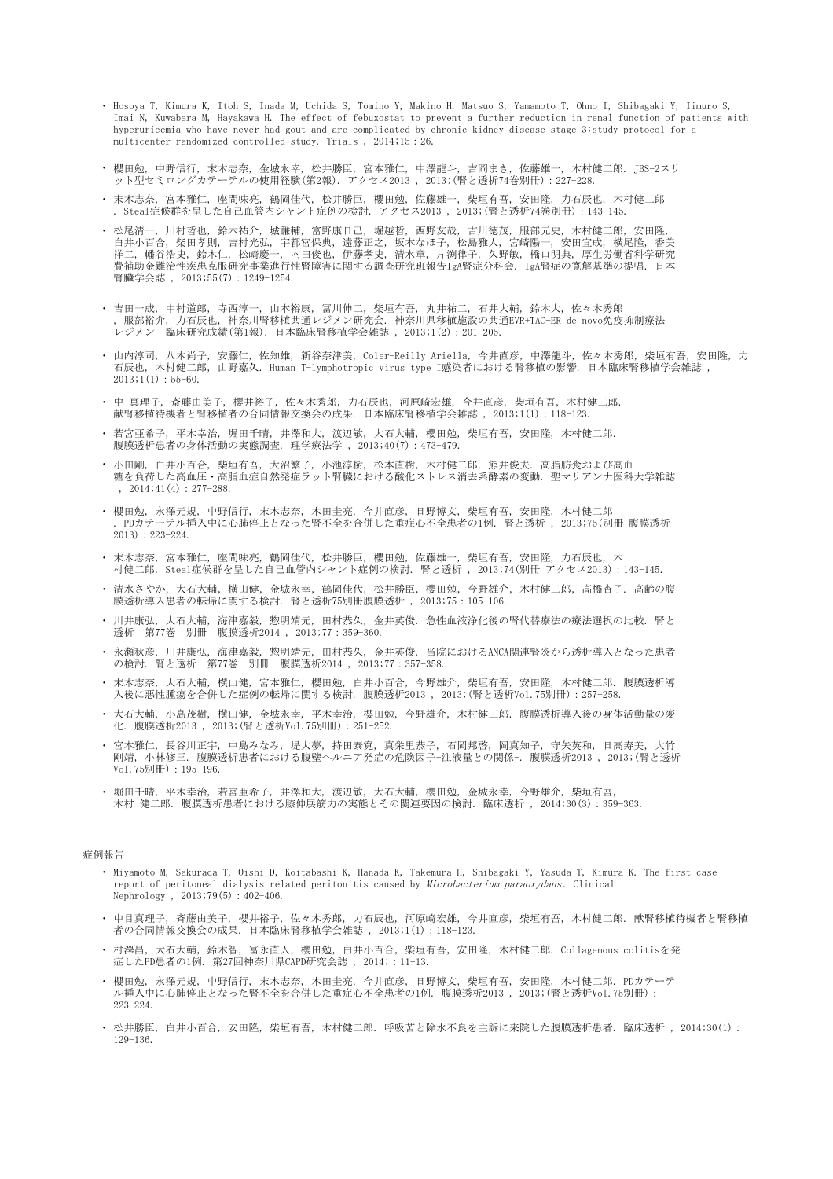- Hosoya T, Kimura K, Itoh S, Inada M, Uchida S, Tomino Y, Makino H, Matsuo S, Yamamoto T, Ohno I, Shibagaki Y, Iimuro S, Imai N, Kuwabara M, Hayakawa H. The effect of febuxostat to prevent a further reduction in renal function of patients with hyperuricemia who have never had gout and are complicated by chronic kidney disease stage 3:study protocol for a multicenter randomized controlled study. Trials , 2014;15 : 26.

- 櫻田勉, 中野信行, 末木志奈, 金城永幸, 松井勝臣, 宮本雅仁, 中澤龍斗, 吉岡まき, 佐藤雄一, 木村健二郎. JBS-2スリット型セミロングカテーテルの使用経験(第2報). アクセス2013 , 2013;(腎と透析74巻別冊) : 227-228.

- 末木志奈, 宮本雅仁, 座間味亮, 鶴岡佳代, 松井勝臣, 櫻田勉, 佐藤雄一, 柴垣有吾, 安田隆, 力石辰也, 木村健二郎. Steal症候群を呈した自己血管内シャント症例の検討. アクセス2013 , 2013;(腎と透析74巻別冊) : 143-145.

- 松尾清一, 川村哲也, 鈴木祐介, 城謙輔, 富野康日己, 堀越哲, 西野友哉, 吉川徳茂, 服部元史, 木村健二郎, 安田隆, 白井小百合, 柴田孝則, 吉村光弘, 宇都宮保典, 遠藤正之, 坂本なほ子, 松島雅人, 宮崎陽一, 安田宜成, 横尾隆, 香美祥二, 樋谷浩史, 鈴木仁, 松崎慶一, 内田俊也, 伊藤孝史, 清水章, 片渕律子, 久野敏, 橋口明典, 厚生労働省科学研究費補助金難治性疾患克服研究事業進行性腎障害に関する調査研究班報告IgA腎症分科会. IgA腎症の寛解基準の提唱. 日本腎臓学会誌 , 2013;55(7) : 1249-1254.

- 吉田一成, 中村道郎, 寺西淳一, 山本裕康, 冨川伸二, 柴垣有吾, 丸井祐二, 石井大輔, 鈴木大, 佐々木秀郎 , 服部裕介, 力石辰也, 神奈川腎移植共通レジメン研究会. 神奈川県移植施設の共通EVR+TAC-ER de novo免疫抑制療法レジメン 臨床研究成績(第1報). 日本臨床腎移植学会雑誌 , 2013;1(2) : 201-205.

- 山内淳司, 八木尚子, 安藤仁, 佐知雄, 新谷奈津美, Coler-Reilly Ariella, 今井直彦, 中澤龍斗, 佐々木秀郎, 柴垣有吾, 安田隆, 力石辰也, 木村健二郎, 山野嘉久. Human T-lymphotropic virus type I感染者における腎移植の影響. 日本臨床腎移植学会雑誌 , 2013;1(1) : 55-60.

- 中 真理子, 斎藤由美子, 櫻井裕子, 佐々木秀郎, 力石辰也, 河原崎宏雄, 今井直彦, 柴垣有吾, 木村健二郎. 献腎移植待機者と腎移植者の合同情報交換会の成果. 日本臨床腎移植学会雑誌 , 2013;1(1) : 118-123.

- 若宮亜希子, 平木幸治, 堀田千晴, 井澤和大, 渡辺敏, 大石大輔, 櫻田勉, 柴垣有吾, 安田隆, 木村健二郎. 腹膜透析患者の身体活動の実態調査. 理学療法学 , 2013;40(7) : 473-479.

- 小田剛, 白井小百合, 柴垣有吾, 大沼繁子, 小池淳樹, 松本直樹, 木村健二郎, 熊井俊夫. 高脂肪食および高血糖を負荷した高血圧・高脂血症自然発症ラット腎臓における酸化ストレス消去系酵素の変動. 聖マリアンナ医科大学雑誌 , 2014;41(4) : 277-288.

- 櫻田勉, 永澤元規, 中野信行, 末木志奈, 木田圭亮, 今井直彦, 日野博文, 柴垣有吾, 安田隆, 木村健二郎 . PDカテーテル挿入中に心肺停止となった腎不全を合併した重症心不全患者の1例. 腎と透析 , 2013;75(別冊 腹膜透析2013) : 223-224.

- 末木志奈, 宮本雅仁, 座間味亮, 鶴岡佳代, 松井勝臣, 櫻田勉, 佐藤雄一, 柴垣有吾, 安田隆, 力石辰也, 木村健二郎. Steal症候群を呈した自己血管内シャント症例の検討. 腎と透析 , 2013;74(別冊 アクセス2013) : 143-145.

- 清水さやか, 大石大輔, 横山健, 金城永幸, 鶴岡佳代, 松井勝臣, 櫻田勉, 今野雄介, 木村健二郎, 高橋杏子. 高齢の腹膜透析導入患者の転帰に関する検討. 腎と透析75別冊腹膜透析 , 2013;75 : 105-106.

- 川井康弘, 大石大輔, 海津嘉毅, 惣明靖元, 田村恭久, 金井英俊. 急性血液浄化後の腎代替療法の療法選択の比較. 腎と透析 第77巻 別冊 腹膜透析2014 , 2013;77 : 359-360.

- 永瀬秋彦, 川井康弘, 海津嘉毅, 惣明靖元, 田村恭久, 金井英俊. 当院におけるANCA関連腎炎から透析導入となった患者の検討. 腎と透析 第77巻 別冊 腹膜透析2014 , 2013;77 : 357-358.

- 末木志奈, 大石大輔, 横山健, 宮本雅仁, 櫻田勉, 白井小百合, 今野雄介, 柴垣有吾, 安田隆, 木村健二郎. 腹膜透析導入後に悪性腫瘍を合併した症例の転帰に関する検討. 腹膜透析2013 , 2013;(腎と透析Vol.75別冊) : 257-258.

- 大石大輔, 小島茂樹, 横山健, 金城永幸, 平木幸治, 櫻田勉, 今野雄介, 木村健二郎. 腹膜透析導入後の身体活動量の変化. 腹膜透析2013 , 2013;(腎と透析Vol.75別冊) : 251-252.

- 宮本雅仁, 長谷川正宇, 中島みなみ, 堤大夢, 持田泰寛, 真栄里恭子, 石岡邦啓, 岡真知子, 守矢英和, 日高寿美, 大竹剛靖, 小林修三. 腹膜透析患者における腹壁ヘルニア発症の危険因子-注液量との関係-. 腹膜透析2013 , 2013;(腎と透析Vol.75別冊) : 195-196.

- 堀田千晴, 平木幸治, 若宮亜希子, 井澤和大, 渡辺敏, 大石大輔, 櫻田勉, 金城永幸, 今野雄介, 柴垣有吾, 木村 健二郎. 腹膜透析患者における膝伸展筋力の実態とその関連要因の検討. 臨床透析 , 2014;30(3) : 359-363.

症例報告

- Miyamoto M, Sakurada T, Oishi D, Koitabashi K, Hanada K, Takemura H, Shibagaki Y, Yasuda T, Kimura K. The first case report of peritoneal dialysis related peritonitis caused by *Microbacterium paraoxydans*. Clinical Nephrology , 2013;79(5) : 402-406.

- 中目真理子, 斉藤由美子, 櫻井裕子, 佐々木秀郎, 力石辰也, 河原崎宏雄, 今井直彦, 柴垣有吾, 木村健二郎. 献腎移植待機者と腎移植者の合同情報交換会の成果. 日本臨床腎移植学会雑誌 , 2013;1(1) : 118-123.

- 村澤昌, 大石大輔, 鈴木智, 冨永直人, 櫻田勉, 白井小百合, 柴垣有吾, 安田隆, 木村健二郎. Collagenous colitisを発症したPD患者の1例. 第27回神奈川県CAPD研究会誌 , 2014; : 11-13.

- 櫻田勉, 永澤元規, 中野信行, 末木志奈, 木田圭亮, 今井直彦, 日野博文, 柴垣有吾, 安田隆, 木村健二郎. PDカテーテル挿入中に心肺停止となった腎不全を合併した重症心不全患者の1例. 腹膜透析2013 , 2013;(腎と透析Vol.75別冊) : 223-224.

- 松井勝臣, 白井小百合, 安田隆, 柴垣有吾, 木村健二郎. 呼吸苦と除水不良を主訴に来院した腹膜透析患者. 臨床透析 , 2014;30(1) : 129-136.